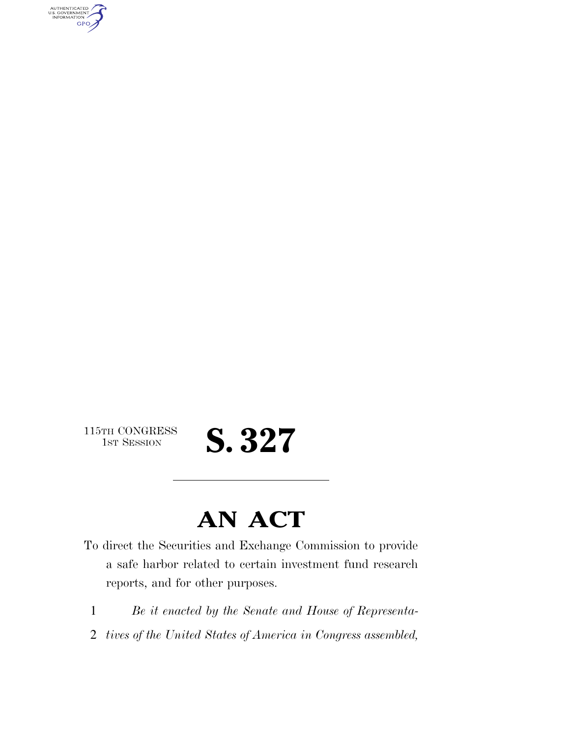115TH CONGRESS
1ST SESSION

# S. 327

---

# AN ACT

To direct the Securities and Exchange Commission to provide a safe harbor related to certain investment fund research reports, and for other purposes.

1 *Be it enacted by the Senate and House of Representa-*
2 *tives of the United States of America in Congress assembled,*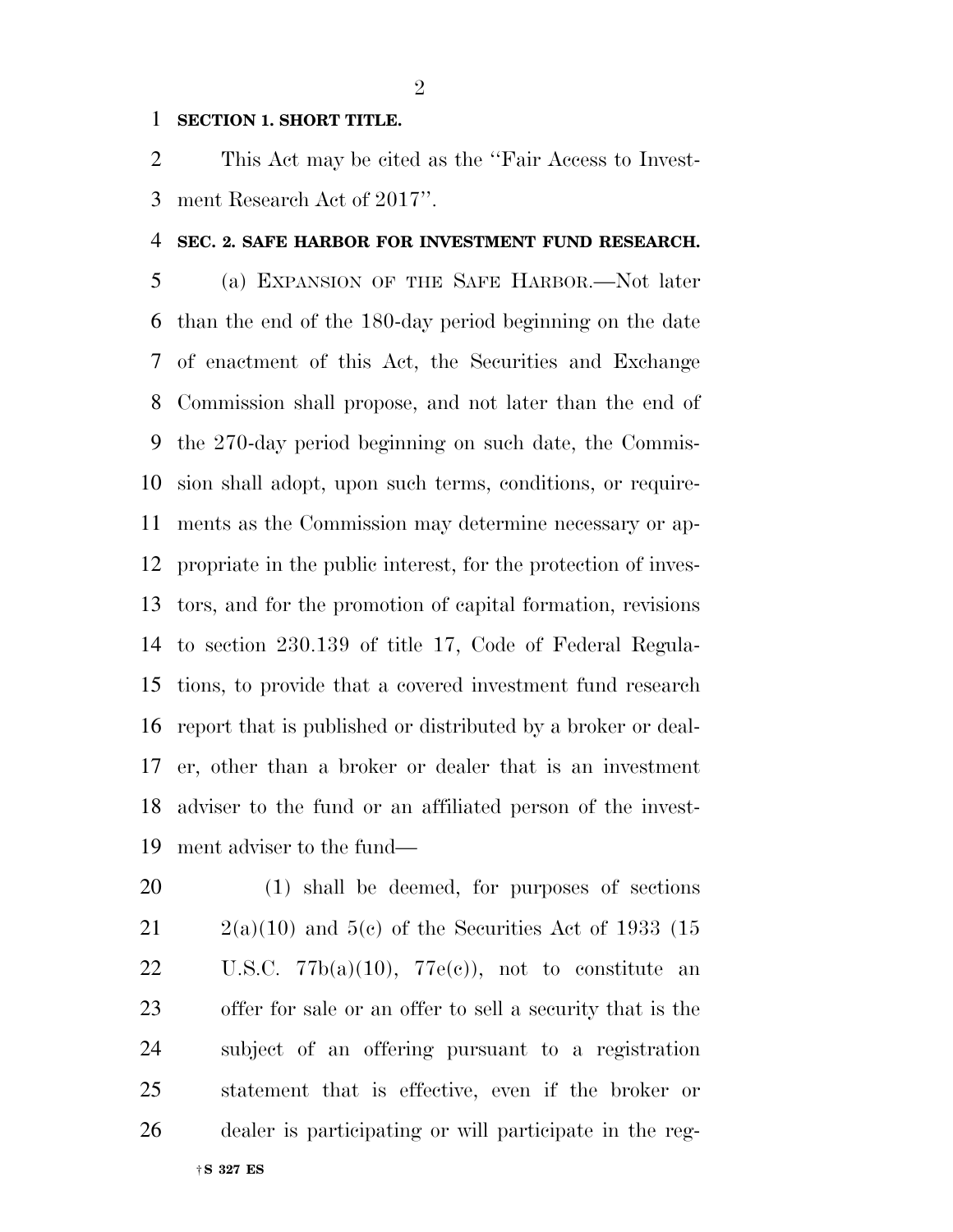**SECTION 1. SHORT TITLE.**

This Act may be cited as the "Fair Access to Investment Research Act of 2017".

**SEC. 2. SAFE HARBOR FOR INVESTMENT FUND RESEARCH.**

(a) EXPANSION OF THE SAFE HARBOR.—Not later than the end of the 180-day period beginning on the date of enactment of this Act, the Securities and Exchange Commission shall propose, and not later than the end of the 270-day period beginning on such date, the Commission shall adopt, upon such terms, conditions, or requirements as the Commission may determine necessary or appropriate in the public interest, for the protection of investors, and for the promotion of capital formation, revisions to section 230.139 of title 17, Code of Federal Regulations, to provide that a covered investment fund research report that is published or distributed by a broker or dealer, other than a broker or dealer that is an investment adviser to the fund or an affiliated person of the investment adviser to the fund—

(1) shall be deemed, for purposes of sections 2(a)(10) and 5(c) of the Securities Act of 1933 (15 U.S.C. 77b(a)(10), 77e(c)), not to constitute an offer for sale or an offer to sell a security that is the subject of an offering pursuant to a registration statement that is effective, even if the broker or dealer is participating or will participate in the reg-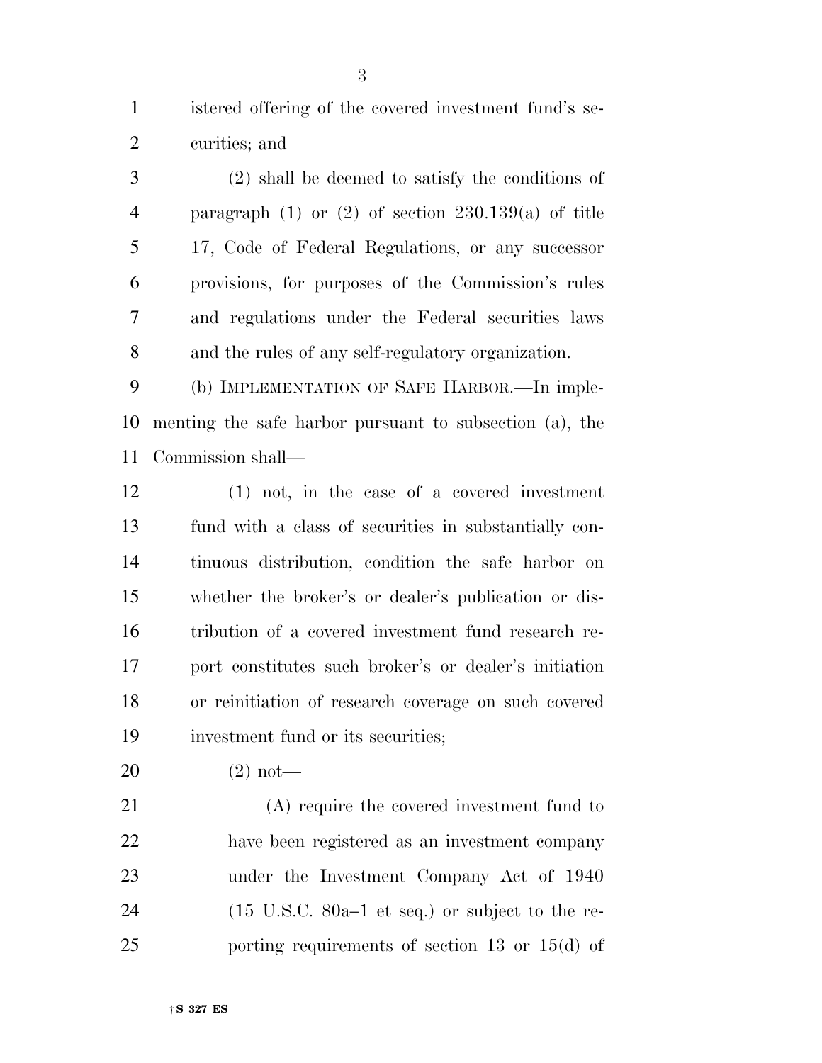istered offering of the covered investment fund's securities; and

(2) shall be deemed to satisfy the conditions of paragraph (1) or (2) of section 230.139(a) of title 17, Code of Federal Regulations, or any successor provisions, for purposes of the Commission's rules and regulations under the Federal securities laws and the rules of any self-regulatory organization.

(b) IMPLEMENTATION OF SAFE HARBOR.—In implementing the safe harbor pursuant to subsection (a), the Commission shall—

(1) not, in the case of a covered investment fund with a class of securities in substantially continuous distribution, condition the safe harbor on whether the broker's or dealer's publication or distribution of a covered investment fund research report constitutes such broker's or dealer's initiation or reinitiation of research coverage on such covered investment fund or its securities;

(2) not—

(A) require the covered investment fund to have been registered as an investment company under the Investment Company Act of 1940 (15 U.S.C. 80a–1 et seq.) or subject to the reporting requirements of section 13 or 15(d) of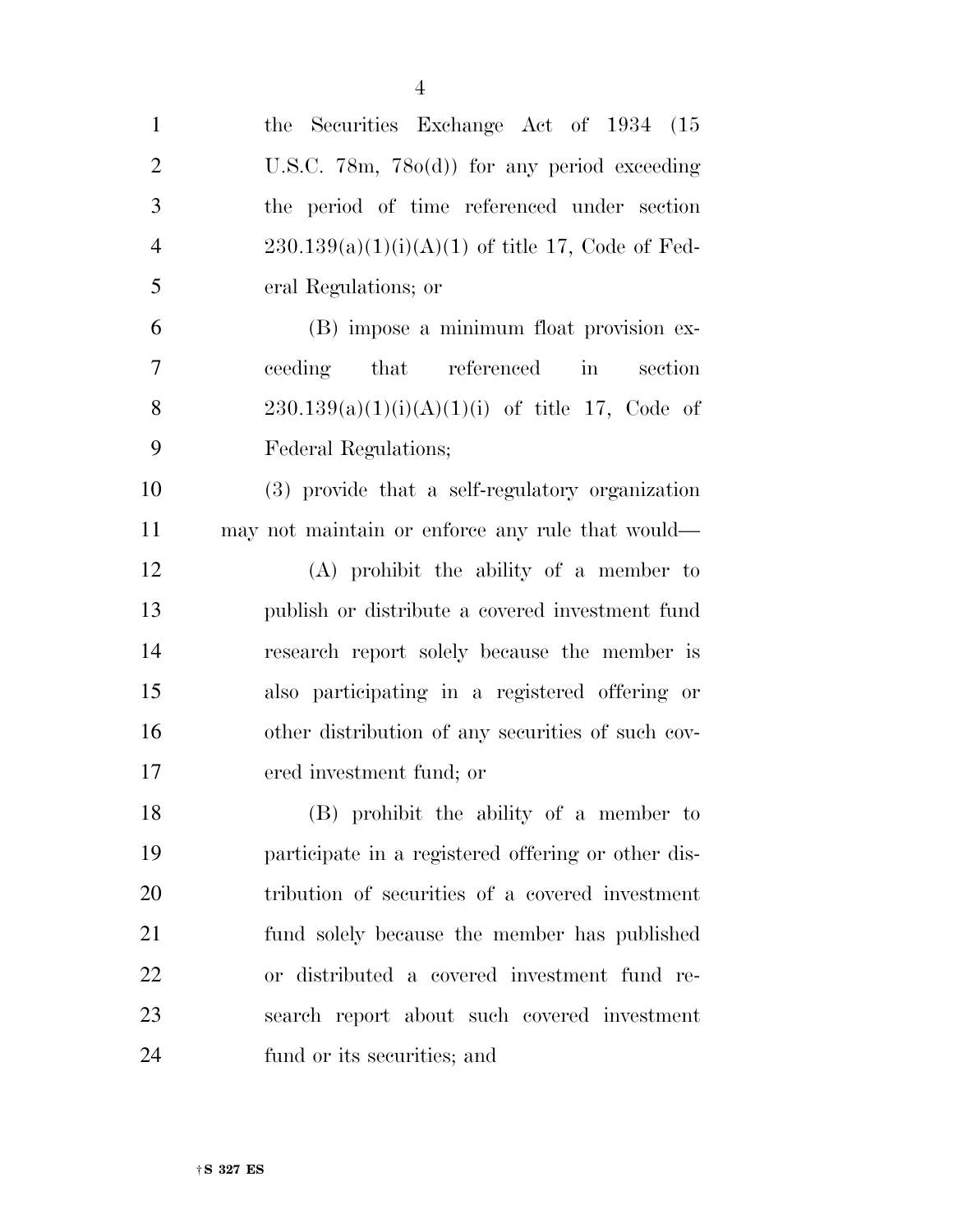the Securities Exchange Act of 1934 (15 U.S.C. 78m, 78o(d)) for any period exceeding the period of time referenced under section 230.139(a)(1)(i)(A)(1) of title 17, Code of Federal Regulations; or

(B) impose a minimum float provision exceeding that referenced in section 230.139(a)(1)(i)(A)(1)(i) of title 17, Code of Federal Regulations;

(3) provide that a self-regulatory organization may not maintain or enforce any rule that would—

(A) prohibit the ability of a member to publish or distribute a covered investment fund research report solely because the member is also participating in a registered offering or other distribution of any securities of such covered investment fund; or

(B) prohibit the ability of a member to participate in a registered offering or other distribution of securities of a covered investment fund solely because the member has published or distributed a covered investment fund research report about such covered investment fund or its securities; and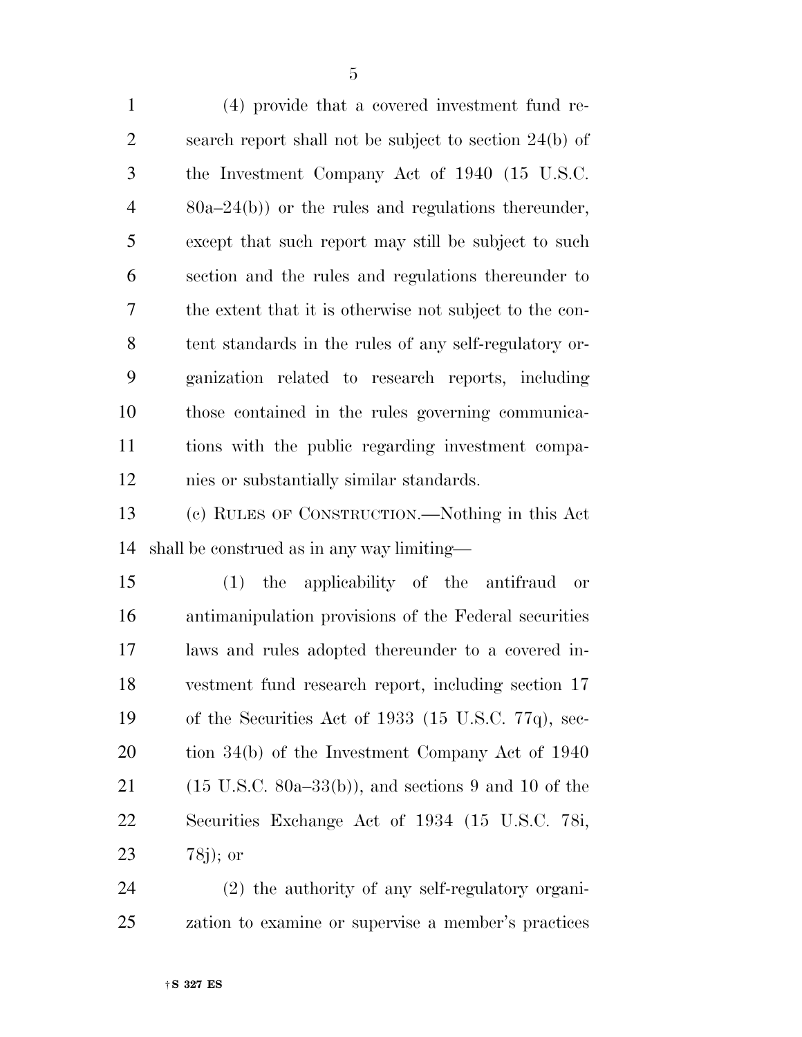(4) provide that a covered investment fund research report shall not be subject to section 24(b) of the Investment Company Act of 1940 (15 U.S.C. 80a–24(b)) or the rules and regulations thereunder, except that such report may still be subject to such section and the rules and regulations thereunder to the extent that it is otherwise not subject to the content standards in the rules of any self-regulatory organization related to research reports, including those contained in the rules governing communications with the public regarding investment companies or substantially similar standards.

(c) RULES OF CONSTRUCTION.—Nothing in this Act shall be construed as in any way limiting—

(1) the applicability of the antifraud or antimanipulation provisions of the Federal securities laws and rules adopted thereunder to a covered investment fund research report, including section 17 of the Securities Act of 1933 (15 U.S.C. 77q), section 34(b) of the Investment Company Act of 1940 (15 U.S.C. 80a–33(b)), and sections 9 and 10 of the Securities Exchange Act of 1934 (15 U.S.C. 78i, 78j); or

(2) the authority of any self-regulatory organization to examine or supervise a member's practices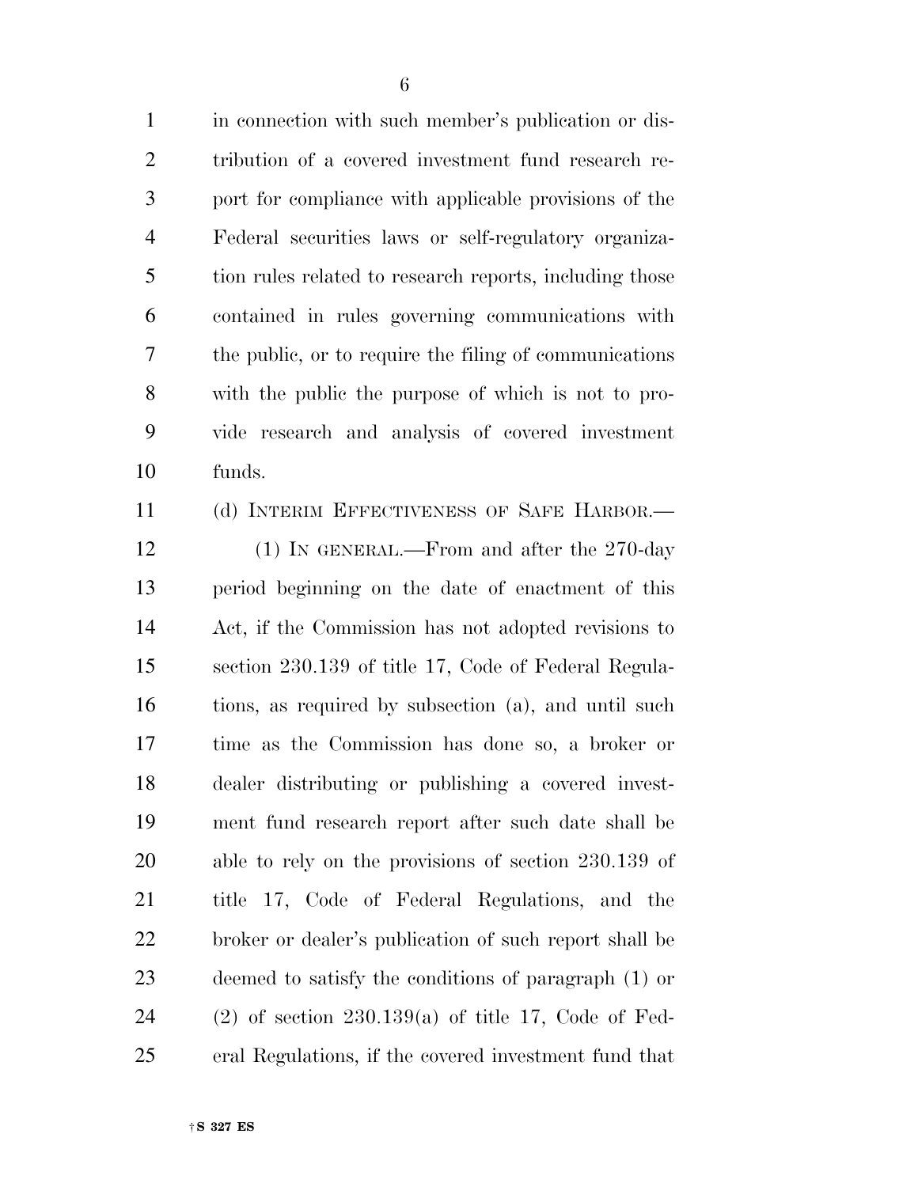in connection with such member's publication or distribution of a covered investment fund research report for compliance with applicable provisions of the Federal securities laws or self-regulatory organization rules related to research reports, including those contained in rules governing communications with the public, or to require the filing of communications with the public the purpose of which is not to provide research and analysis of covered investment funds.

(d) INTERIM EFFECTIVENESS OF SAFE HARBOR.—

(1) IN GENERAL.—From and after the 270-day period beginning on the date of enactment of this Act, if the Commission has not adopted revisions to section 230.139 of title 17, Code of Federal Regulations, as required by subsection (a), and until such time as the Commission has done so, a broker or dealer distributing or publishing a covered investment fund research report after such date shall be able to rely on the provisions of section 230.139 of title 17, Code of Federal Regulations, and the broker or dealer's publication of such report shall be deemed to satisfy the conditions of paragraph (1) or (2) of section 230.139(a) of title 17, Code of Federal Regulations, if the covered investment fund that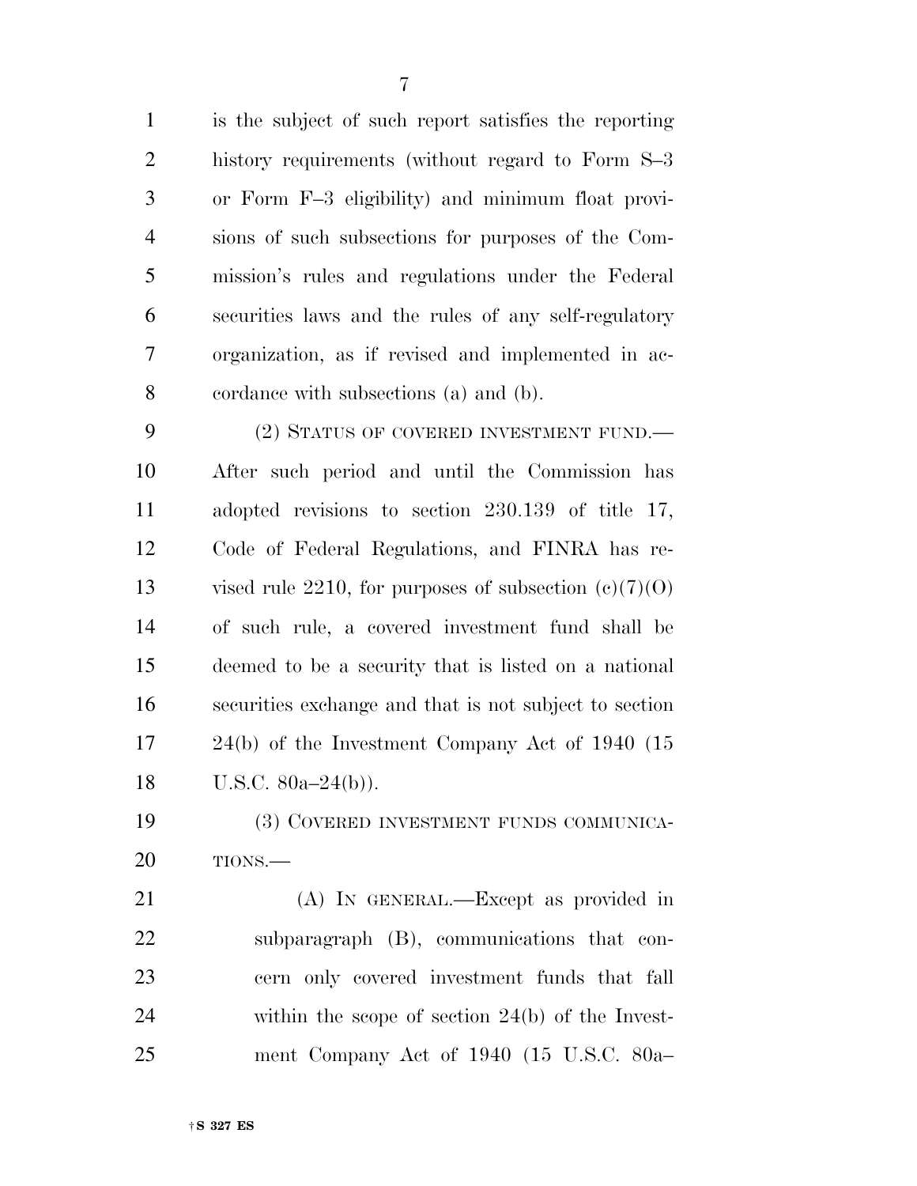is the subject of such report satisfies the reporting history requirements (without regard to Form S–3 or Form F–3 eligibility) and minimum float provisions of such subsections for purposes of the Commission's rules and regulations under the Federal securities laws and the rules of any self-regulatory organization, as if revised and implemented in accordance with subsections (a) and (b).

(2) STATUS OF COVERED INVESTMENT FUND.—After such period and until the Commission has adopted revisions to section 230.139 of title 17, Code of Federal Regulations, and FINRA has revised rule 2210, for purposes of subsection (c)(7)(O) of such rule, a covered investment fund shall be deemed to be a security that is listed on a national securities exchange and that is not subject to section 24(b) of the Investment Company Act of 1940 (15 U.S.C. 80a–24(b)).

(3) COVERED INVESTMENT FUNDS COMMUNICATIONS.—

(A) IN GENERAL.—Except as provided in subparagraph (B), communications that concern only covered investment funds that fall within the scope of section 24(b) of the Investment Company Act of 1940 (15 U.S.C. 80a–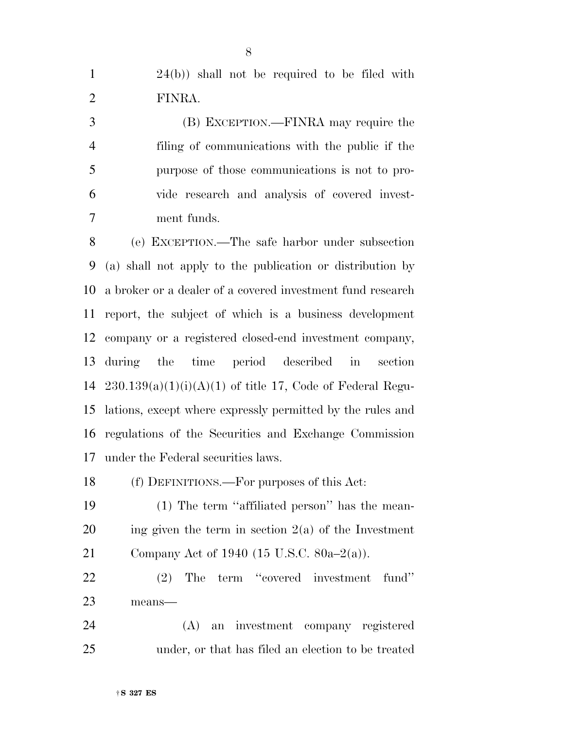24(b)) shall not be required to be filed with FINRA.

(B) EXCEPTION.—FINRA may require the filing of communications with the public if the purpose of those communications is not to provide research and analysis of covered investment funds.

(e) EXCEPTION.—The safe harbor under subsection (a) shall not apply to the publication or distribution by a broker or a dealer of a covered investment fund research report, the subject of which is a business development company or a registered closed-end investment company, during the time period described in section 230.139(a)(1)(i)(A)(1) of title 17, Code of Federal Regulations, except where expressly permitted by the rules and regulations of the Securities and Exchange Commission under the Federal securities laws.

(f) DEFINITIONS.—For purposes of this Act:

(1) The term ''affiliated person'' has the meaning given the term in section 2(a) of the Investment Company Act of 1940 (15 U.S.C. 80a–2(a)).

(2) The term ''covered investment fund'' means—

(A) an investment company registered under, or that has filed an election to be treated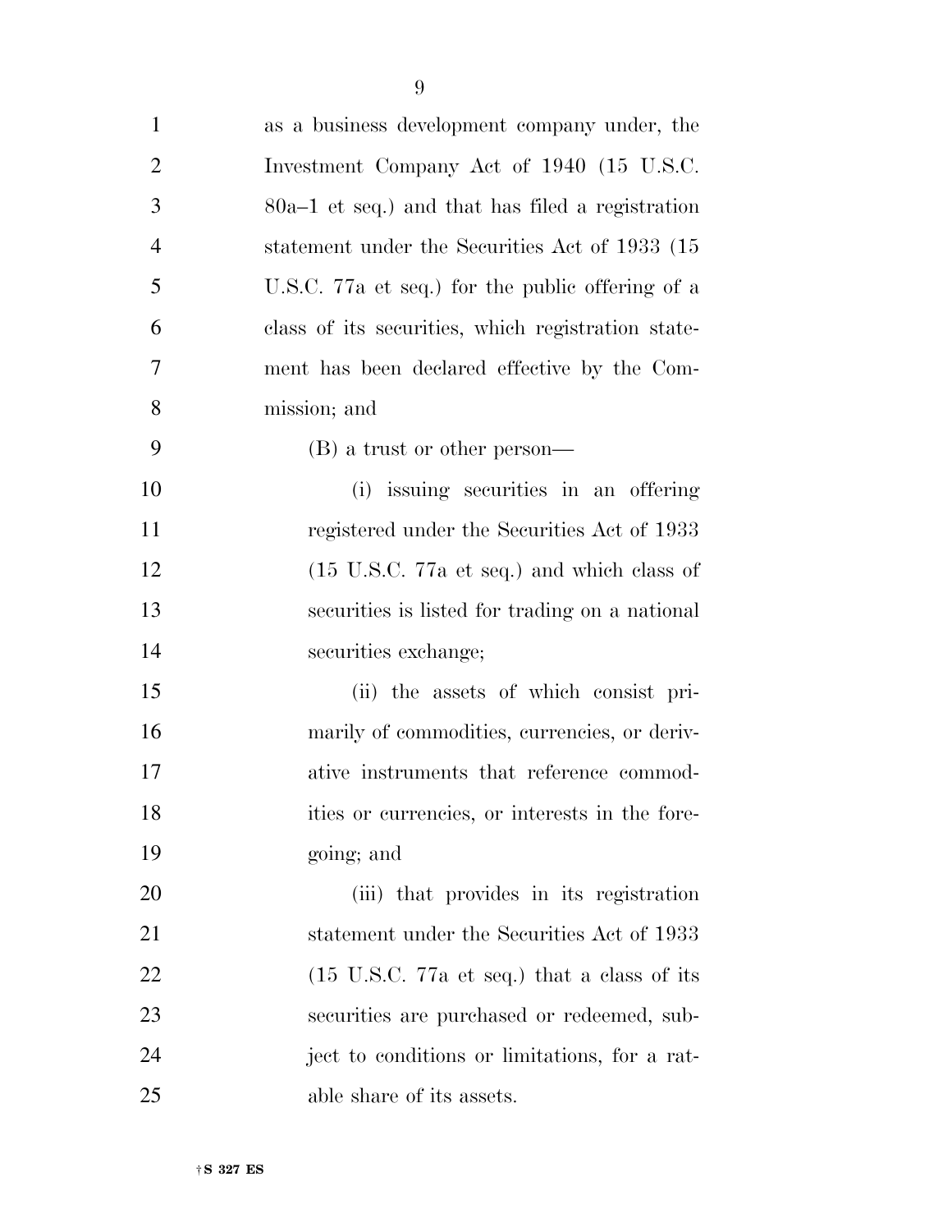as a business development company under, the Investment Company Act of 1940 (15 U.S.C. 80a–1 et seq.) and that has filed a registration statement under the Securities Act of 1933 (15 U.S.C. 77a et seq.) for the public offering of a class of its securities, which registration statement has been declared effective by the Commission; and

(B) a trust or other person—

(i) issuing securities in an offering registered under the Securities Act of 1933 (15 U.S.C. 77a et seq.) and which class of securities is listed for trading on a national securities exchange;

(ii) the assets of which consist primarily of commodities, currencies, or derivative instruments that reference commodities or currencies, or interests in the foregoing; and

(iii) that provides in its registration statement under the Securities Act of 1933 (15 U.S.C. 77a et seq.) that a class of its securities are purchased or redeemed, subject to conditions or limitations, for a ratable share of its assets.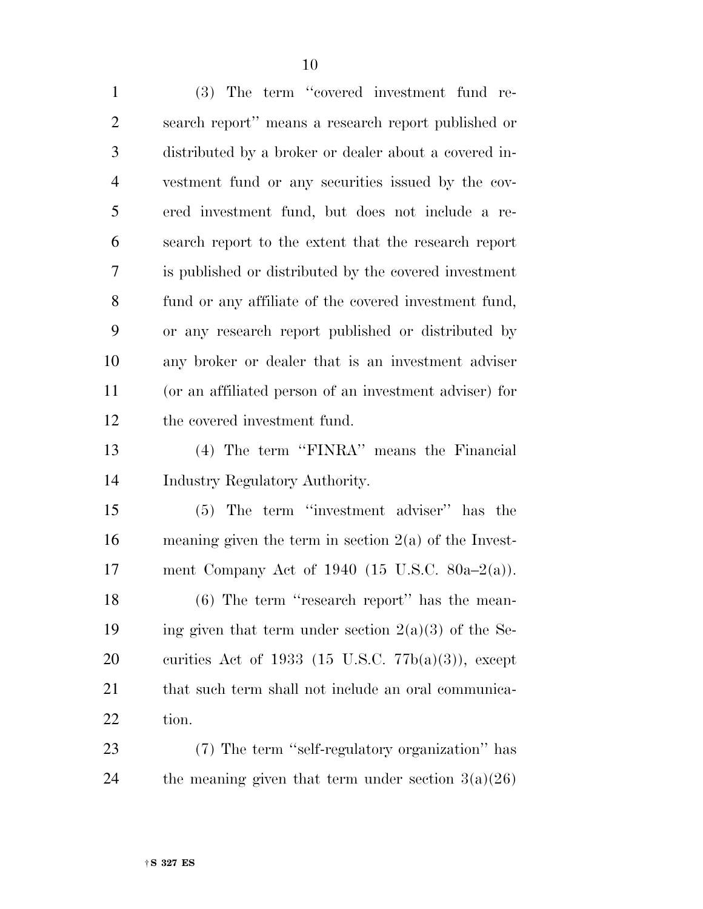(3) The term "covered investment fund research report" means a research report published or distributed by a broker or dealer about a covered investment fund or any securities issued by the covered investment fund, but does not include a research report to the extent that the research report is published or distributed by the covered investment fund or any affiliate of the covered investment fund, or any research report published or distributed by any broker or dealer that is an investment adviser (or an affiliated person of an investment adviser) for the covered investment fund.

(4) The term "FINRA" means the Financial Industry Regulatory Authority.

(5) The term "investment adviser" has the meaning given the term in section 2(a) of the Investment Company Act of 1940 (15 U.S.C. 80a–2(a)).

(6) The term "research report" has the meaning given that term under section 2(a)(3) of the Securities Act of 1933 (15 U.S.C. 77b(a)(3)), except that such term shall not include an oral communication.

(7) The term "self-regulatory organization" has the meaning given that term under section 3(a)(26)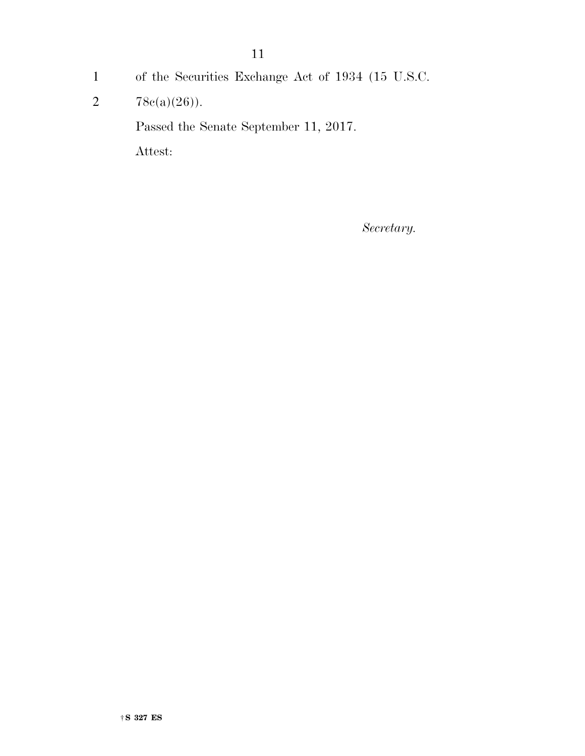of the Securities Exchange Act of 1934 (15 U.S.C. 78c(a)(26)).

Passed the Senate September 11, 2017.

Attest:

*Secretary.*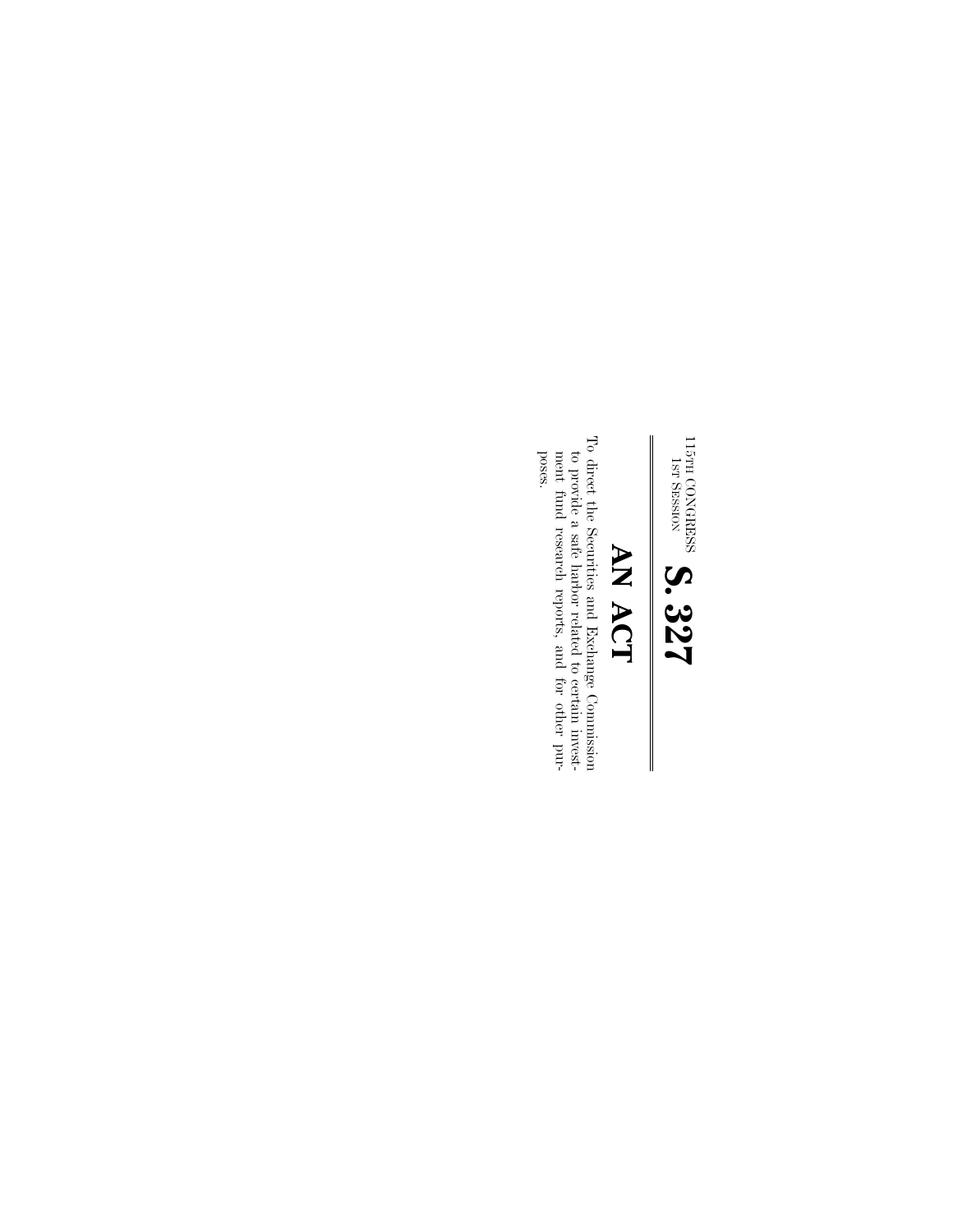115TH CONGRESS
1ST SESSION

# S. 327

---

# AN ACT

To direct the Securities and Exchange Commission to provide a safe harbor related to certain investment fund research reports, and for other purposes.